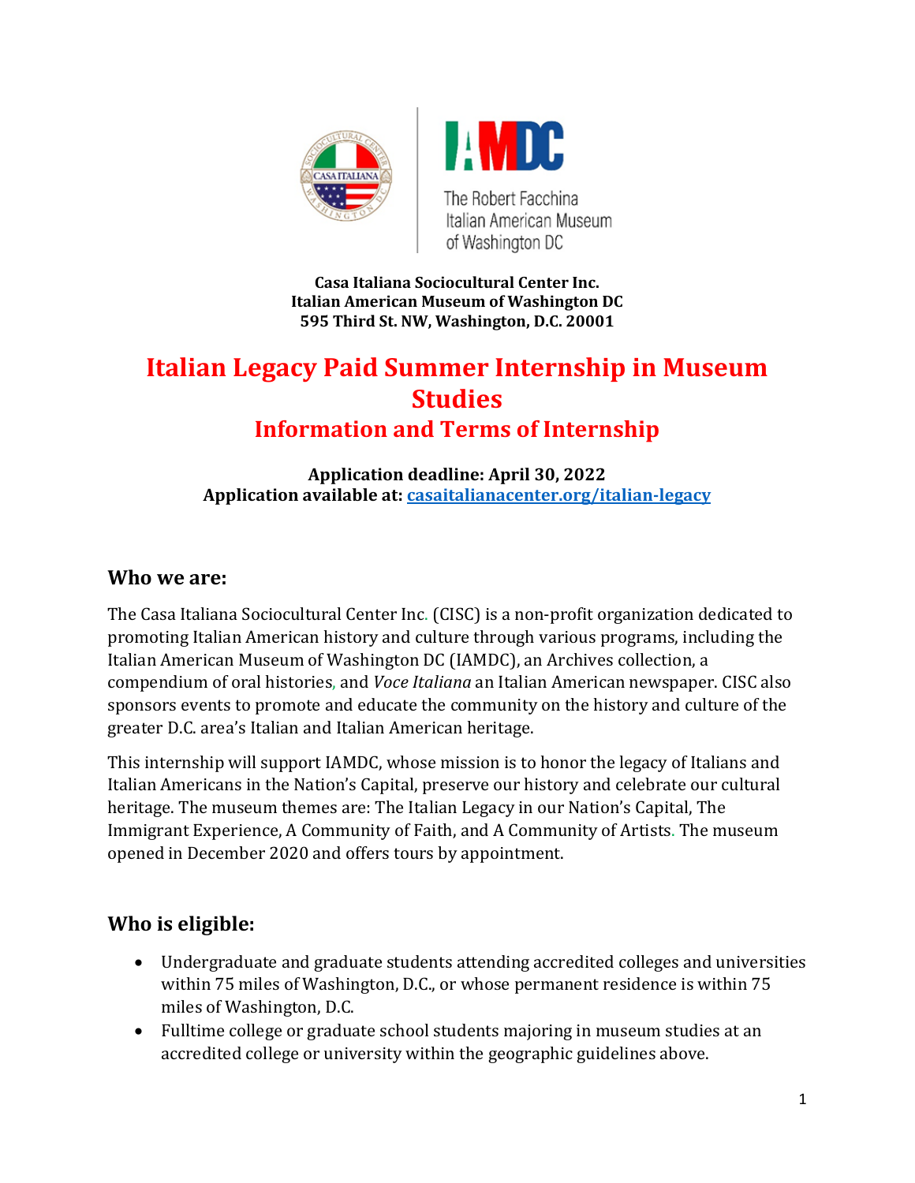**Casa Italiana Sociocultural Center Inc.**
**Italian American Museum of Washington DC**
**595 Third St. NW, Washington, D.C. 20001**

# Italian Legacy Paid Summer Internship in Museum Studies

## Information and Terms of Internship

**Application deadline: April 30, 2022**
**Application available at: [casaitalianacenter.org/italian-legacy](casaitalianacenter.org/italian-legacy)**

## Who we are:

The Casa Italiana Sociocultural Center Inc. (CISC) is a non-profit organization dedicated to promoting Italian American history and culture through various programs, including the Italian American Museum of Washington DC (IAMDC), an Archives collection, a compendium of oral histories, and *Voce Italiana* an Italian American newspaper. CISC also sponsors events to promote and educate the community on the history and culture of the greater D.C. area's Italian and Italian American heritage.

This internship will support IAMDC, whose mission is to honor the legacy of Italians and Italian Americans in the Nation's Capital, preserve our history and celebrate our cultural heritage. The museum themes are: The Italian Legacy in our Nation's Capital, The Immigrant Experience, A Community of Faith, and A Community of Artists. The museum opened in December 2020 and offers tours by appointment.

## Who is eligible:

- Undergraduate and graduate students attending accredited colleges and universities within 75 miles of Washington, D.C., or whose permanent residence is within 75 miles of Washington, D.C.
- Fulltime college or graduate school students majoring in museum studies at an accredited college or university within the geographic guidelines above.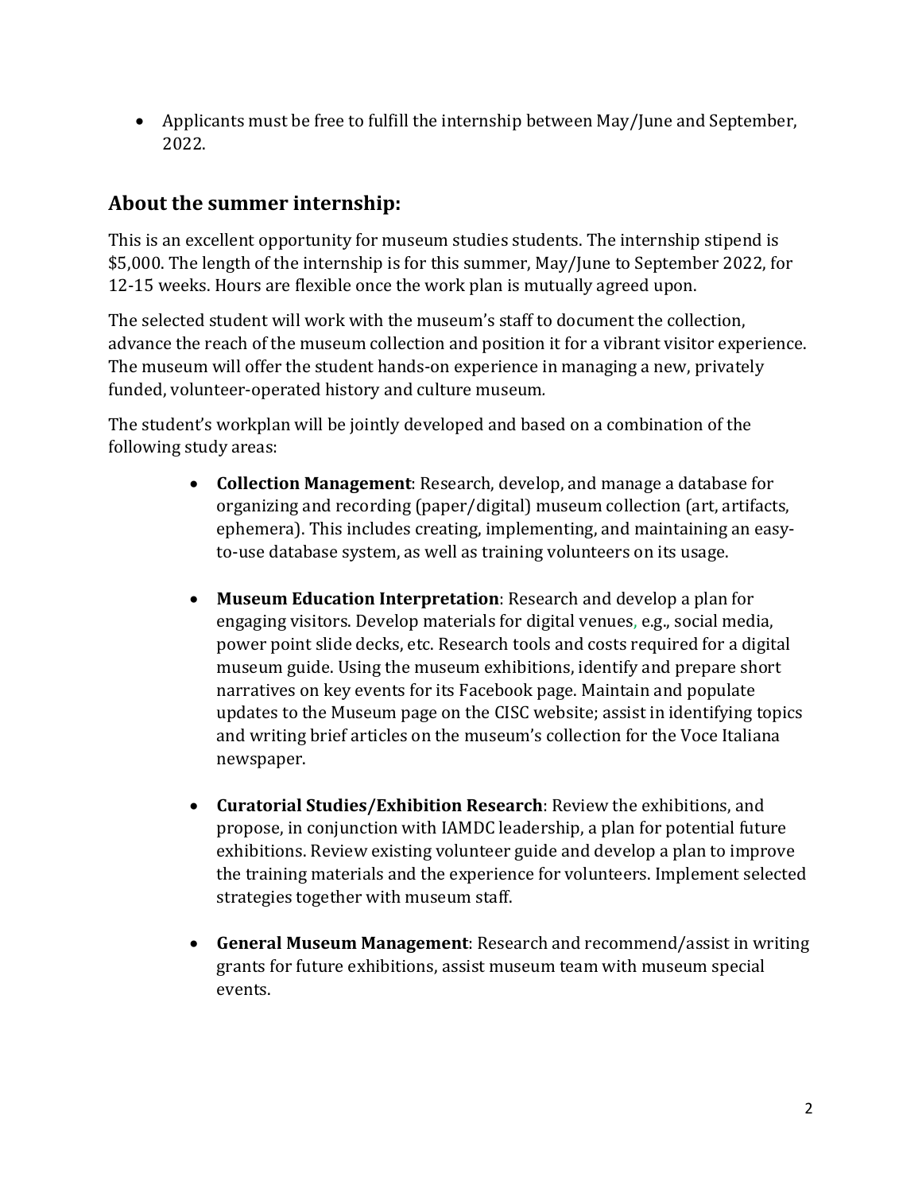- Applicants must be free to fulfill the internship between May/June and September, 2022.

## About the summer internship:

This is an excellent opportunity for museum studies students. The internship stipend is $5,000. The length of the internship is for this summer, May/June to September 2022, for 12-15 weeks. Hours are flexible once the work plan is mutually agreed upon.

The selected student will work with the museum's staff to document the collection, advance the reach of the museum collection and position it for a vibrant visitor experience. The museum will offer the student hands-on experience in managing a new, privately funded, volunteer-operated history and culture museum.

The student's workplan will be jointly developed and based on a combination of the following study areas:

- **Collection Management**: Research, develop, and manage a database for organizing and recording (paper/digital) museum collection (art, artifacts, ephemera). This includes creating, implementing, and maintaining an easy-to-use database system, as well as training volunteers on its usage.

- **Museum Education Interpretation**: Research and develop a plan for engaging visitors. Develop materials for digital venues, e.g., social media, power point slide decks, etc. Research tools and costs required for a digital museum guide. Using the museum exhibitions, identify and prepare short narratives on key events for its Facebook page. Maintain and populate updates to the Museum page on the CISC website; assist in identifying topics and writing brief articles on the museum's collection for the Voce Italiana newspaper.

- **Curatorial Studies/Exhibition Research**: Review the exhibitions, and propose, in conjunction with IAMDC leadership, a plan for potential future exhibitions. Review existing volunteer guide and develop a plan to improve the training materials and the experience for volunteers. Implement selected strategies together with museum staff.

- **General Museum Management**: Research and recommend/assist in writing grants for future exhibitions, assist museum team with museum special events.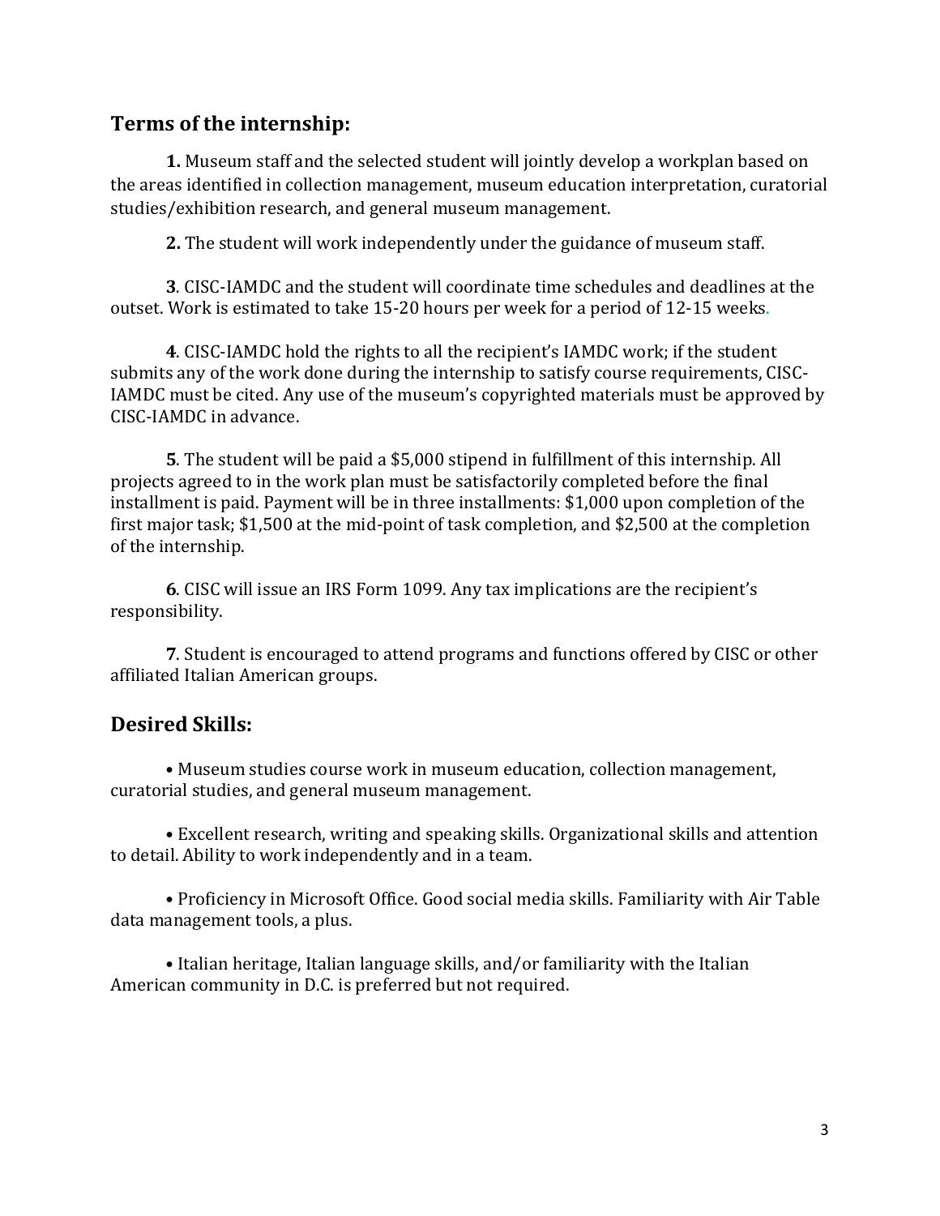## Terms of the internship:

**1.** Museum staff and the selected student will jointly develop a workplan based on the areas identified in collection management, museum education interpretation, curatorial studies/exhibition research, and general museum management.

**2.** The student will work independently under the guidance of museum staff.

**3**. CISC-IAMDC and the student will coordinate time schedules and deadlines at the outset. Work is estimated to take 15-20 hours per week for a period of 12-15 weeks.

**4**. CISC-IAMDC hold the rights to all the recipient's IAMDC work; if the student submits any of the work done during the internship to satisfy course requirements, CISC-IAMDC must be cited. Any use of the museum's copyrighted materials must be approved by CISC-IAMDC in advance.

**5**. The student will be paid a $5,000 stipend in fulfillment of this internship. All projects agreed to in the work plan must be satisfactorily completed before the final installment is paid. Payment will be in three installments: $1,000 upon completion of the first major task; $1,500 at the mid-point of task completion, and $2,500 at the completion of the internship.

**6**. CISC will issue an IRS Form 1099. Any tax implications are the recipient's responsibility.

**7**. Student is encouraged to attend programs and functions offered by CISC or other affiliated Italian American groups.

## Desired Skills:

• Museum studies course work in museum education, collection management, curatorial studies, and general museum management.

• Excellent research, writing and speaking skills. Organizational skills and attention to detail. Ability to work independently and in a team.

• Proficiency in Microsoft Office. Good social media skills. Familiarity with Air Table data management tools, a plus.

• Italian heritage, Italian language skills, and/or familiarity with the Italian American community in D.C. is preferred but not required.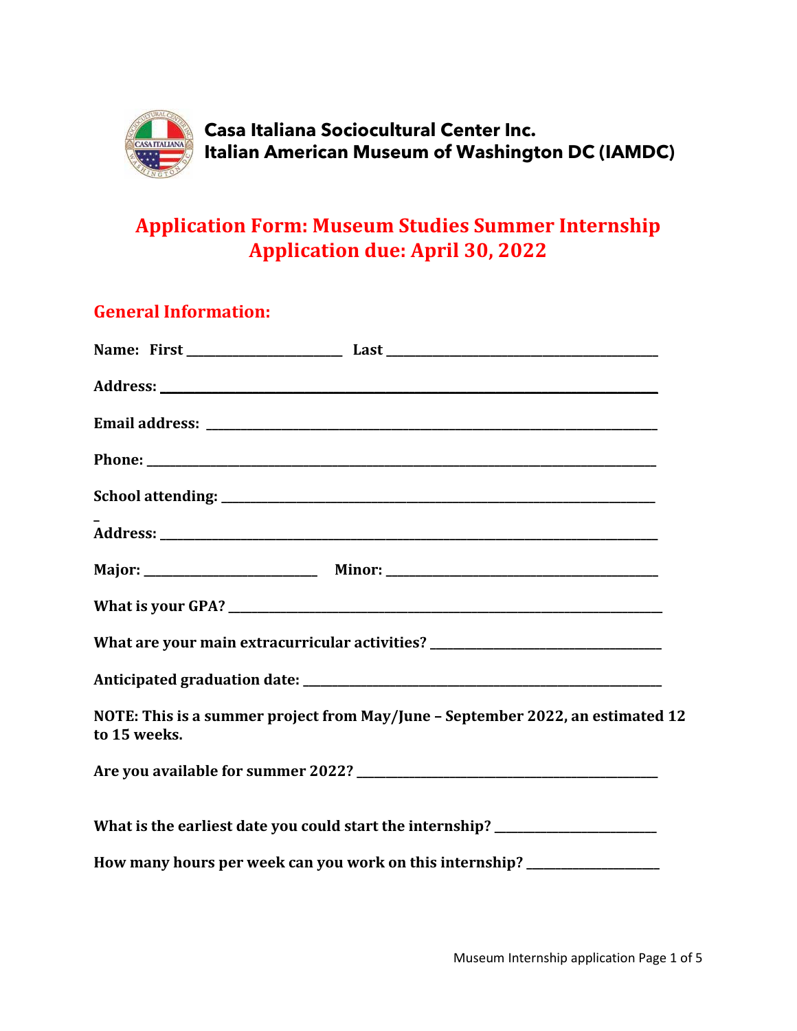**Casa Italiana Sociocultural Center Inc.**
**Italian American Museum of Washington DC (IAMDC)**

# Application Form: Museum Studies Summer Internship
# Application due: April 30, 2022

## General Information:

**Name: First ______________________ Last ________________________________________**

**Address: ________________________________________________________________________**

**Email address: __________________________________________________________________**

**Phone: __________________________________________________________________________**

**School attending: _______________________________________________________________**

**Address: ________________________________________________________________________**

**Major: _________________________ Minor: __________________________________________**

**What is your GPA? _______________________________________________________________**

**What are your main extracurricular activities? ___________________________________**

**Anticipated graduation date: ____________________________________________________**

**NOTE: This is a summer project from May/June – September 2022, an estimated 12 to 15 weeks.**

**Are you available for summer 2022? ______________________________________________**

**What is the earliest date you could start the internship? _________________________**

**How many hours per week can you work on this internship? ___________________**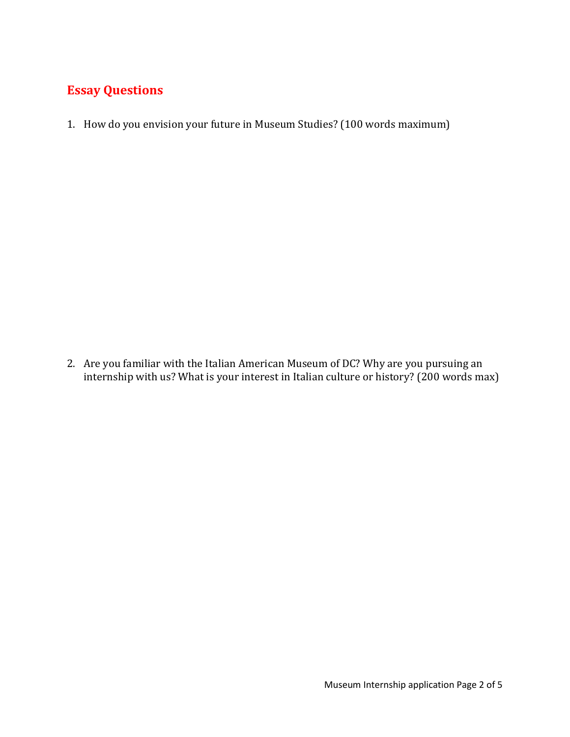## Essay Questions

1. How do you envision your future in Museum Studies? (100 words maximum)

2. Are you familiar with the Italian American Museum of DC? Why are you pursuing an internship with us? What is your interest in Italian culture or history? (200 words max)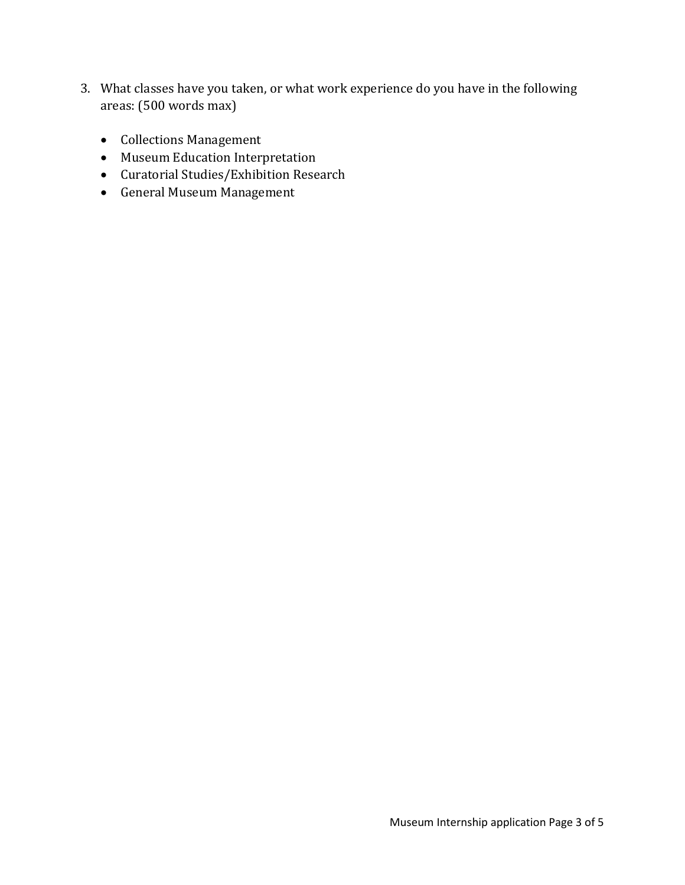3. What classes have you taken, or what work experience do you have in the following areas: (500 words max)

    - Collections Management
    - Museum Education Interpretation
    - Curatorial Studies/Exhibition Research
    - General Museum Management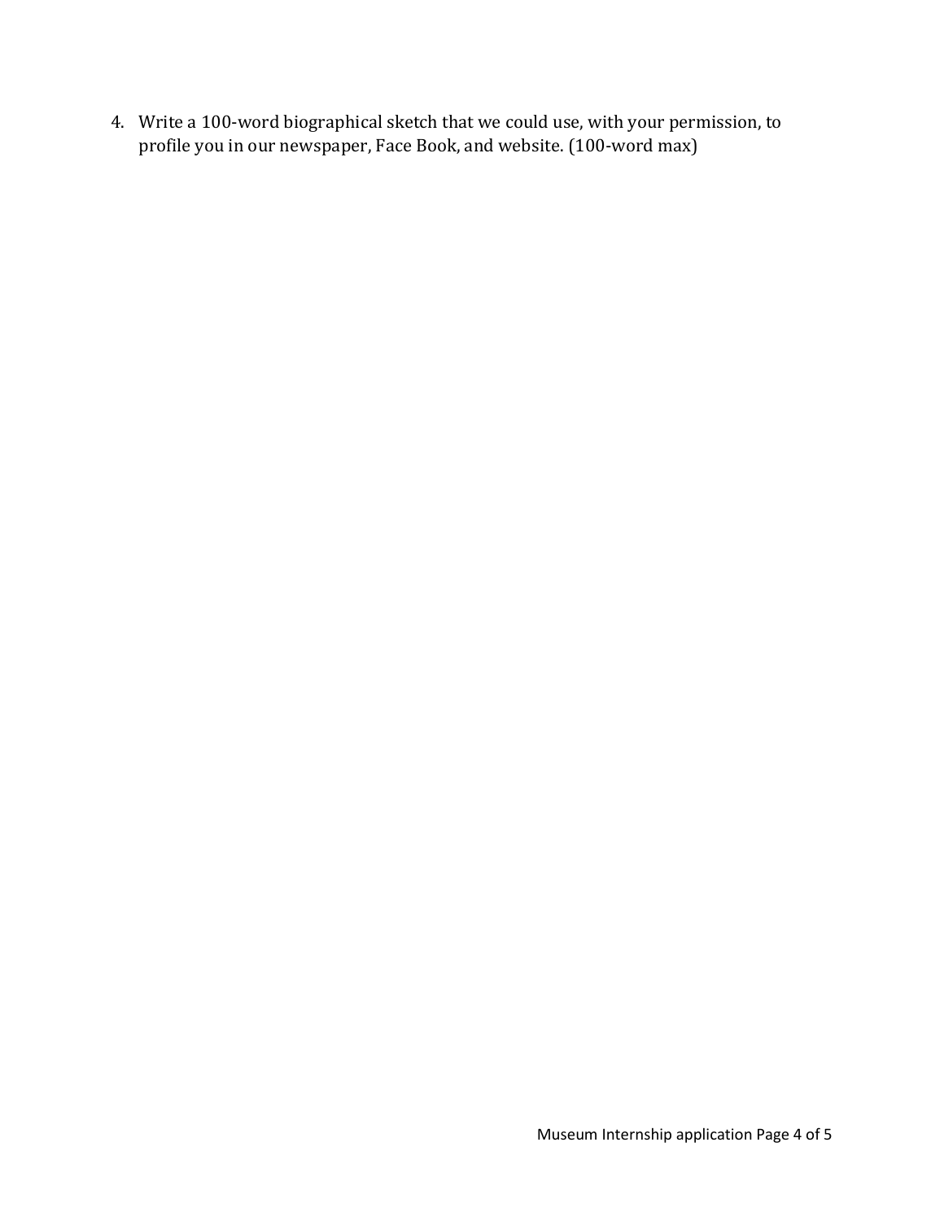4. Write a 100-word biographical sketch that we could use, with your permission, to profile you in our newspaper, Face Book, and website. (100-word max)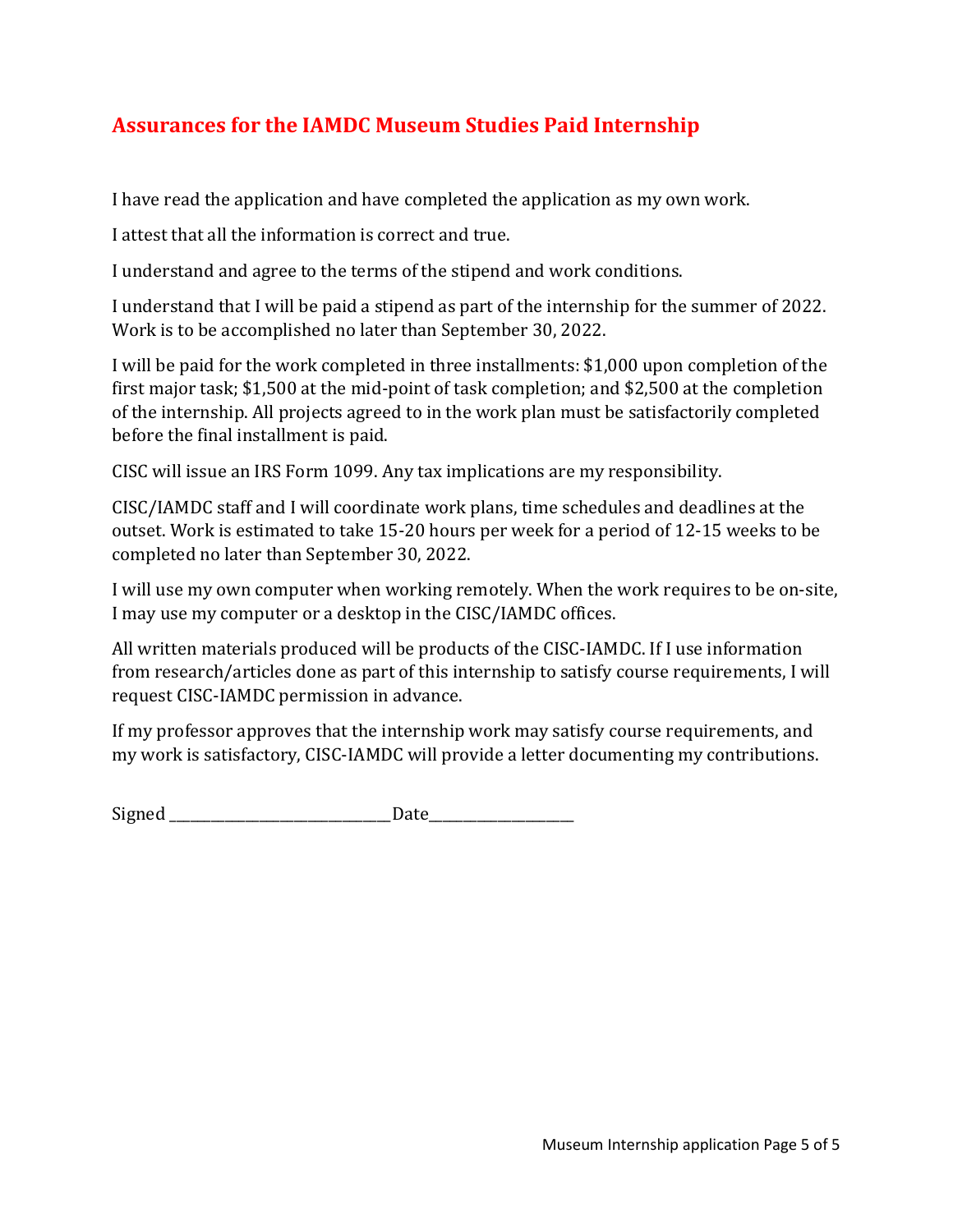## Assurances for the IAMDC Museum Studies Paid Internship

I have read the application and have completed the application as my own work.

I attest that all the information is correct and true.

I understand and agree to the terms of the stipend and work conditions.

I understand that I will be paid a stipend as part of the internship for the summer of 2022. Work is to be accomplished no later than September 30, 2022.

I will be paid for the work completed in three installments: $1,000 upon completion of the first major task; $1,500 at the mid-point of task completion; and $2,500 at the completion of the internship. All projects agreed to in the work plan must be satisfactorily completed before the final installment is paid.

CISC will issue an IRS Form 1099. Any tax implications are my responsibility.

CISC/IAMDC staff and I will coordinate work plans, time schedules and deadlines at the outset. Work is estimated to take 15-20 hours per week for a period of 12-15 weeks to be completed no later than September 30, 2022.

I will use my own computer when working remotely. When the work requires to be on-site, I may use my computer or a desktop in the CISC/IAMDC offices.

All written materials produced will be products of the CISC-IAMDC. If I use information from research/articles done as part of this internship to satisfy course requirements, I will request CISC-IAMDC permission in advance.

If my professor approves that the internship work may satisfy course requirements, and my work is satisfactory, CISC-IAMDC will provide a letter documenting my contributions.

Signed ______________________________ Date____________________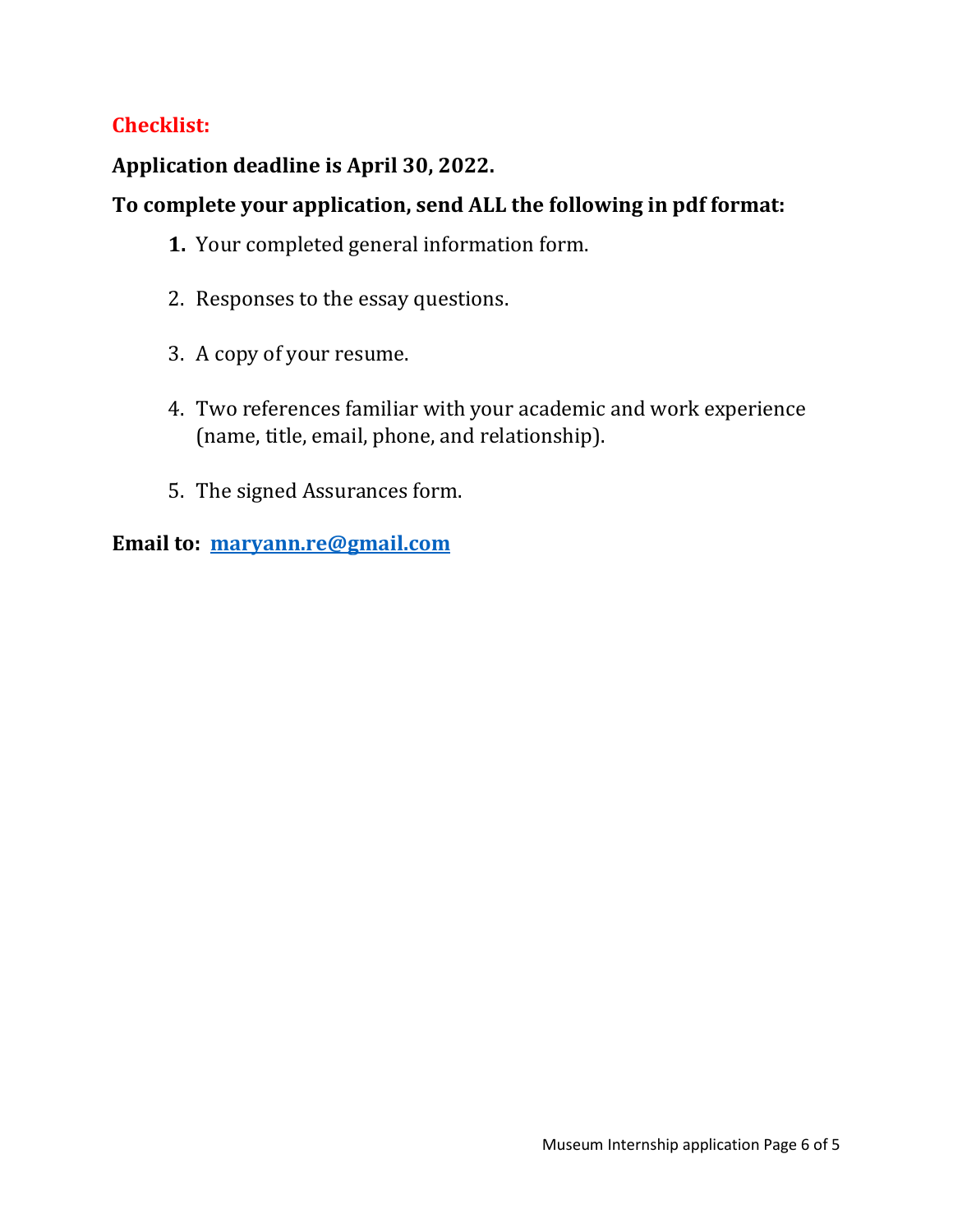## Checklist:

**Application deadline is April 30, 2022.**

**To complete your application, send ALL the following in pdf format:**

1. Your completed general information form.
2. Responses to the essay questions.
3. A copy of your resume.
4. Two references familiar with your academic and work experience (name, title, email, phone, and relationship).
5. The signed Assurances form.

**Email to: maryann.re@gmail.com**